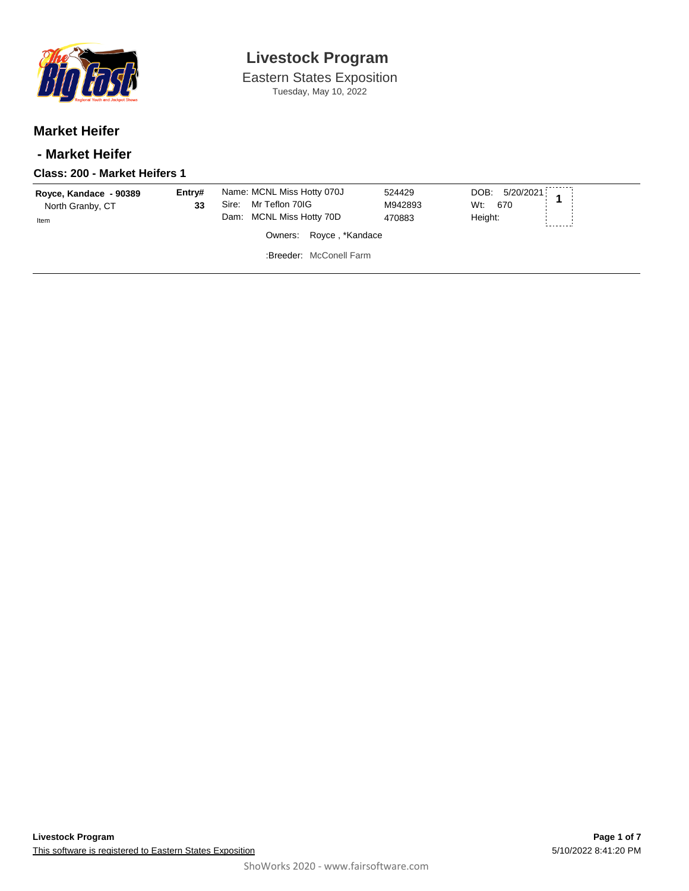# Livestock Program

Eastern States Exposition

Tuesday, May 10, 2022

## Market Heifer

## - Market Heifer

### Class: 200 - Market Heifers 1

| Exhibitor | Entry# | Animal | Reg. | Info | Place |
|---|---|---|---|---|---|
| **Royce, Kandace - 90389**<br>North Granby, CT<br>Item | **33** | Name: MCNL Miss Hotty 070J<br>Sire: Mr Teflon 70IG<br>Dam: MCNL Miss Hotty 70D<br>Owners: Royce , *Kandace<br>:Breeder: McConell Farm | 524429<br>M942893<br>470883 | DOB: 5/20/2021<br>Wt: 670<br>Height: | **1** |

**Livestock Program**

This software is registered to Eastern States Exposition

5/10/2022 8:41:20 PM

ShoWorks 2020 - www.fairsoftware.com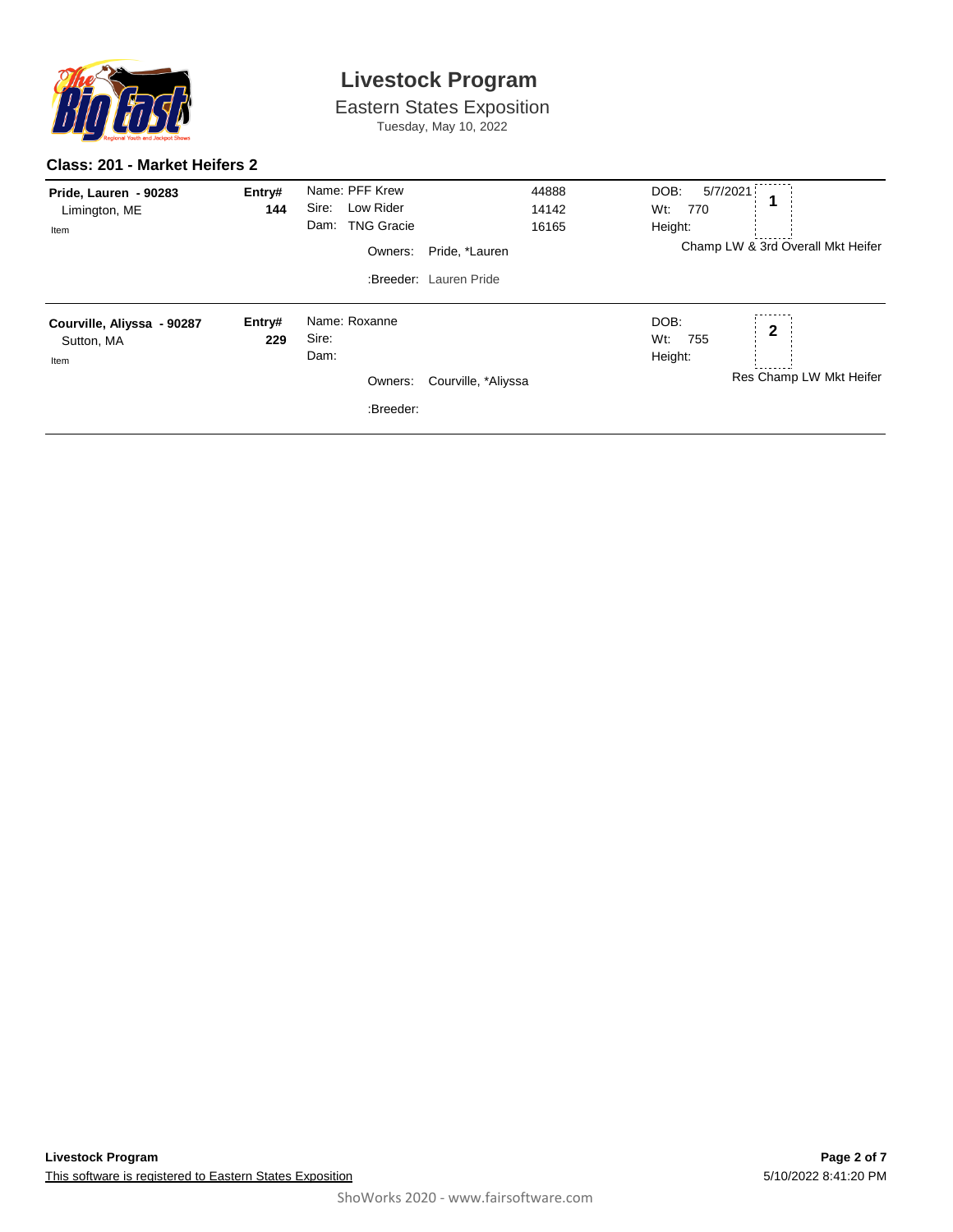# Livestock Program

Eastern States Exposition

Tuesday, May 10, 2022

### Class: 201 - Market Heifers 2

**Pride, Lauren - 90283**
Limington, ME
Item

**Entry# 144**

Name: PFF Krew — 44888
Sire: Low Rider — 14142
Dam: TNG Gracie — 16165

Owners: Pride, *Lauren

:Breeder: Lauren Pride

DOB: 5/7/2021
Wt: 770
Height:

**1**

Champ LW & 3rd Overall Mkt Heifer

---

**Courville, Aliyssa - 90287**
Sutton, MA
Item

**Entry# 229**

Name: Roxanne
Sire:
Dam:

Owners: Courville, *Aliyssa

:Breeder:

DOB:
Wt: 755
Height:

**2**

Res Champ LW Mkt Heifer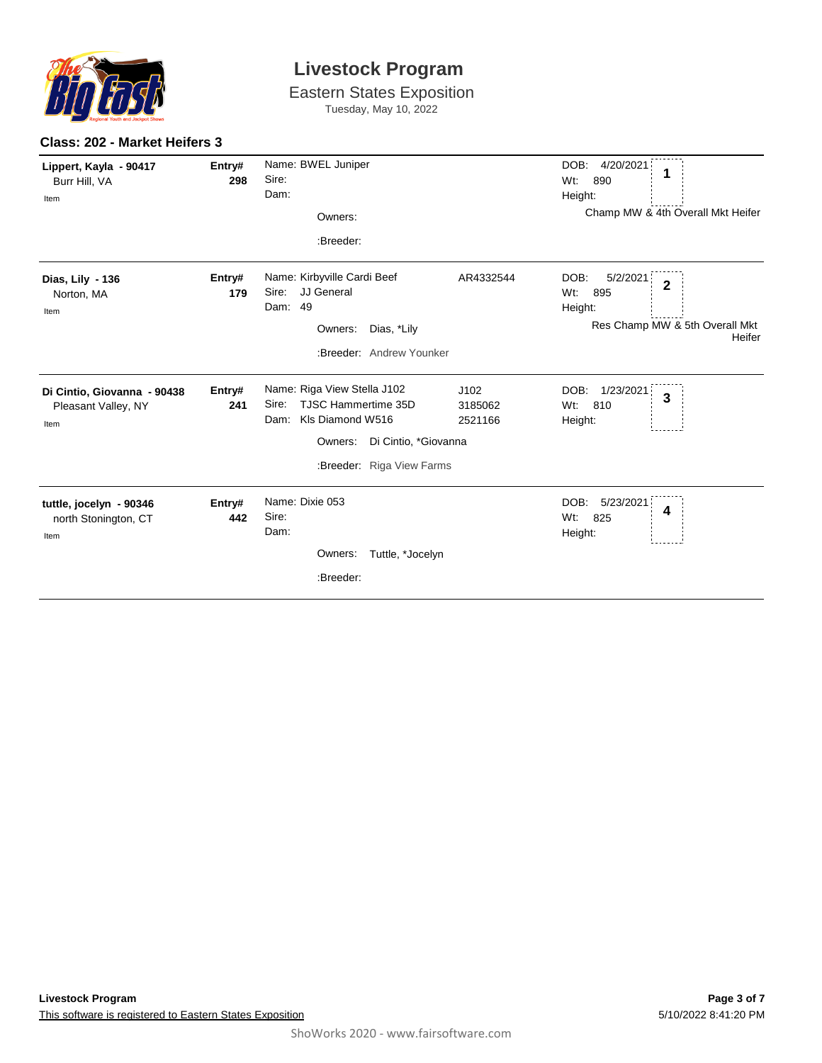# Livestock Program

## Eastern States Exposition

Tuesday, May 10, 2022

### Class: 202 - Market Heifers 3

**Lippert, Kayla - 90417**
Burr Hill, VA
Item

**Entry# 298**

Name: BWEL Juniper
Sire:
Dam:

Owners:

:Breeder:

DOB: 4/20/2021
Wt: 890
Height:

**1**

Champ MW & 4th Overall Mkt Heifer

---

**Dias, Lily - 136**
Norton, MA
Item

**Entry# 179**

Name: Kirbyville Cardi Beef — AR4332544
Sire: JJ General
Dam: 49

Owners: Dias, *Lily

:Breeder: Andrew Younker

DOB: 5/2/2021
Wt: 895
Height:

**2**

Res Champ MW & 5th Overall Mkt Heifer

---

**Di Cintio, Giovanna - 90438**
Pleasant Valley, NY
Item

**Entry# 241**

Name: Riga View Stella J102 — J102
Sire: TJSC Hammertime 35D — 3185062
Dam: Kls Diamond W516 — 2521166

Owners: Di Cintio, *Giovanna

:Breeder: Riga View Farms

DOB: 1/23/2021
Wt: 810
Height:

**3**

---

**tuttle, jocelyn - 90346**
north Stonington, CT
Item

**Entry# 442**

Name: Dixie 053
Sire:
Dam:

Owners: Tuttle, *Jocelyn

:Breeder:

DOB: 5/23/2021
Wt: 825
Height:

**4**

---

**Livestock Program**

This software is registered to Eastern States Exposition

5/10/2022 8:41:20 PM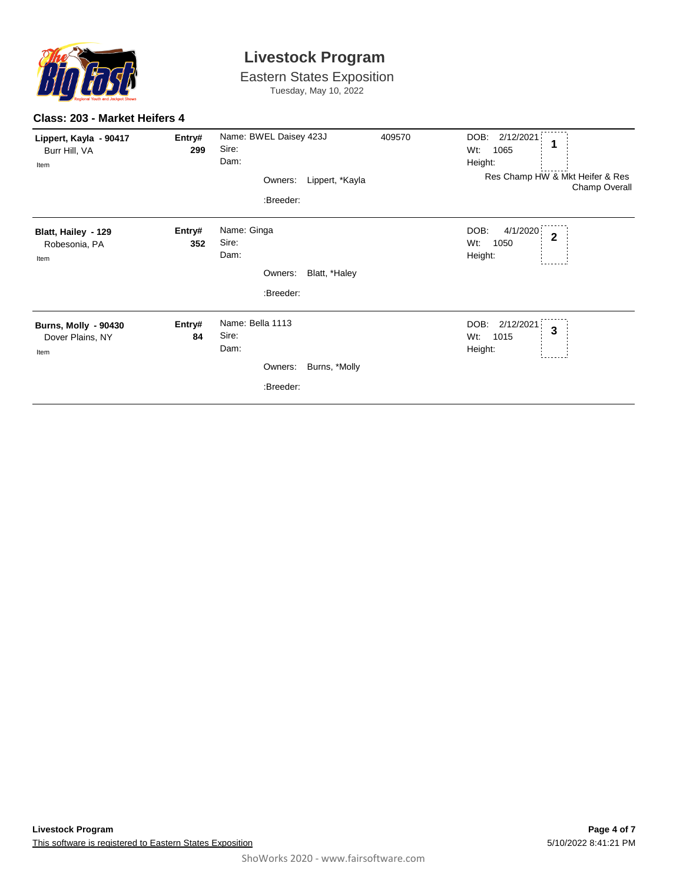# Livestock Program

Eastern States Exposition
Tuesday, May 10, 2022

**Class: 203 - Market Heifers 4**

| Exhibitor | Entry# | Animal | | DOB / Wt / Height | Place |
|---|---|---|---|---|---|
| **Lippert, Kayla - 90417**<br>Burr Hill, VA<br>Item | **299** | Name: BWEL Daisey 423J<br>Sire:<br>Dam:<br>Owners: Lippert, *Kayla<br>:Breeder: | 409570 | DOB: 2/12/2021<br>Wt: 1065<br>Height:<br>Res Champ HW & Mkt Heifer & Res Champ Overall | **1** |
| **Blatt, Hailey - 129**<br>Robesonia, PA<br>Item | **352** | Name: Ginga<br>Sire:<br>Dam:<br>Owners: Blatt, *Haley<br>:Breeder: | | DOB: 4/1/2020<br>Wt: 1050<br>Height: | **2** |
| **Burns, Molly - 90430**<br>Dover Plains, NY<br>Item | **84** | Name: Bella 1113<br>Sire:<br>Dam:<br>Owners: Burns, *Molly<br>:Breeder: | | DOB: 2/12/2021<br>Wt: 1015<br>Height: | **3** |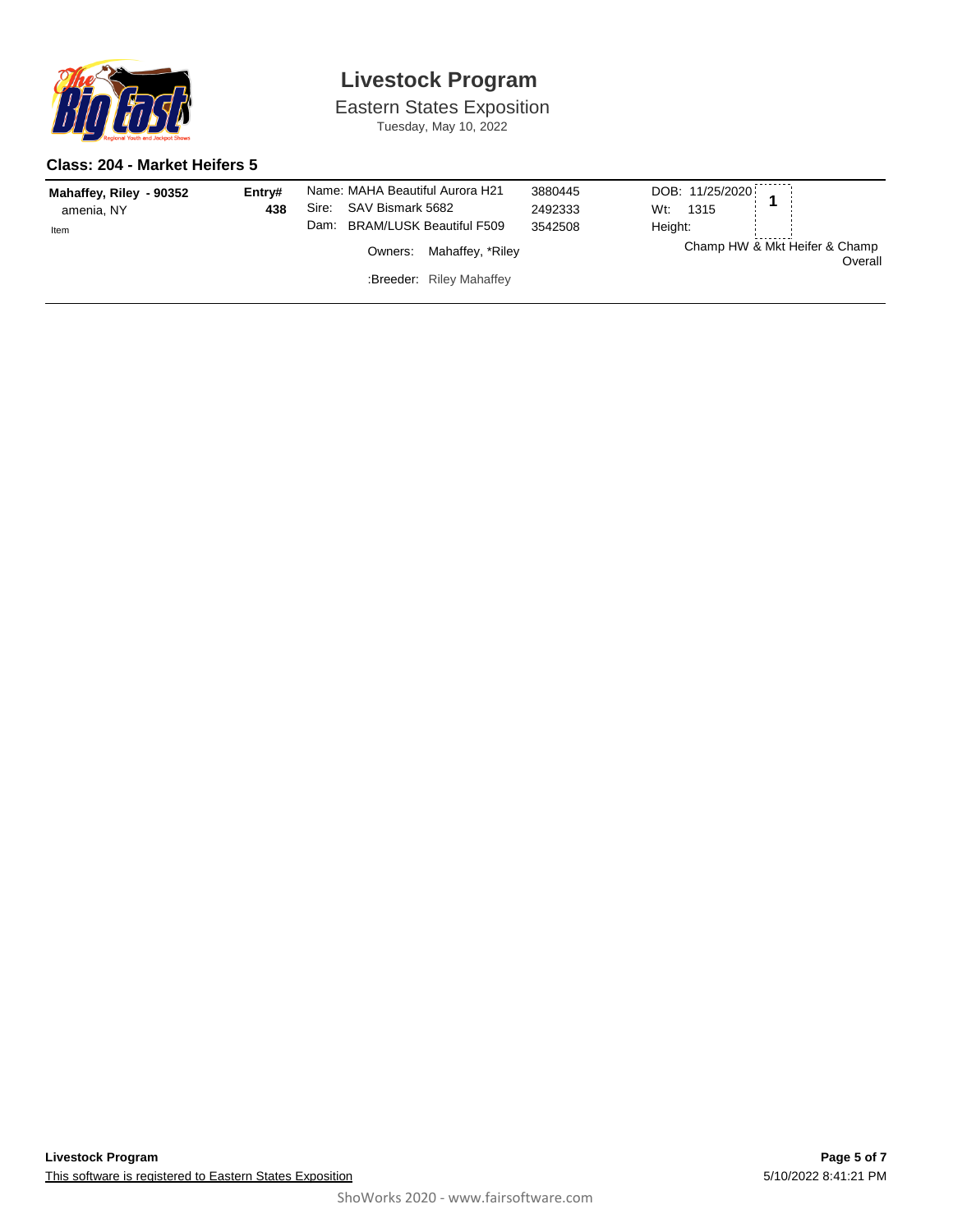# Livestock Program

Eastern States Exposition

Tuesday, May 10, 2022

### Class: 204 - Market Heifers 5

| | | | | | |
|---|---|---|---|---|---|
| **Mahaffey, Riley - 90352**<br>amenia, NY<br>Item | **Entry#**<br>**438** | Name: MAHA Beautiful Aurora H21<br>Sire: SAV Bismark 5682<br>Dam: BRAM/LUSK Beautiful F509<br>Owners: Mahaffey, *Riley<br>:Breeder: Riley Mahaffey | 3880445<br>2492333<br>3542508 | DOB: 11/25/2020<br>Wt: 1315<br>Height:<br>Champ HW & Mkt Heifer & Champ Overall | **1** |